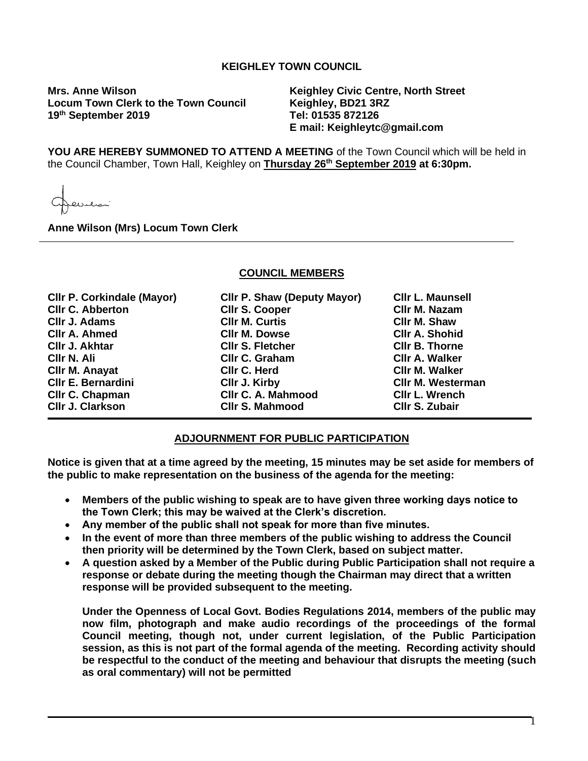# KEIGHLEY TOWN COUNCIL

**Mrs. Anne Wilson**
**Locum Town Clerk to the Town Council**
**19th September 2019**

**Keighley Civic Centre, North Street**
**Keighley, BD21 3RZ**
**Tel: 01535 872126**
**E mail: Keighleytc@gmail.com**

**YOU ARE HEREBY SUMMONED TO ATTEND A MEETING** of the Town Council which will be held in the Council Chamber, Town Hall, Keighley on **Thursday 26th September 2019 at 6:30pm.**

**Anne Wilson (Mrs) Locum Town Clerk**

## COUNCIL MEMBERS

| | | |
|---|---|---|
| **Cllr P. Corkindale (Mayor)** | **Cllr P. Shaw (Deputy Mayor)** | **Cllr L. Maunsell** |
| **Cllr C. Abberton** | **Cllr S. Cooper** | **Cllr M. Nazam** |
| **Cllr J. Adams** | **Cllr M. Curtis** | **Cllr M. Shaw** |
| **Cllr A. Ahmed** | **Cllr M. Dowse** | **Cllr A. Shohid** |
| **Cllr J. Akhtar** | **Cllr S. Fletcher** | **Cllr B. Thorne** |
| **Cllr N. Ali** | **Cllr C. Graham** | **Cllr A. Walker** |
| **Cllr M. Anayat** | **Cllr C. Herd** | **Cllr M. Walker** |
| **Cllr E. Bernardini** | **Cllr J. Kirby** | **Cllr M. Westerman** |
| **Cllr C. Chapman** | **Cllr C. A. Mahmood** | **Cllr L. Wrench** |
| **Cllr J. Clarkson** | **Cllr S. Mahmood** | **Cllr S. Zubair** |

## ADJOURNMENT FOR PUBLIC PARTICIPATION

**Notice is given that at a time agreed by the meeting, 15 minutes may be set aside for members of the public to make representation on the business of the agenda for the meeting:**

- **Members of the public wishing to speak are to have given three working days notice to the Town Clerk; this may be waived at the Clerk's discretion.**
- **Any member of the public shall not speak for more than five minutes.**
- **In the event of more than three members of the public wishing to address the Council then priority will be determined by the Town Clerk, based on subject matter.**
- **A question asked by a Member of the Public during Public Participation shall not require a response or debate during the meeting though the Chairman may direct that a written response will be provided subsequent to the meeting.**

**Under the Openness of Local Govt. Bodies Regulations 2014, members of the public may now film, photograph and make audio recordings of the proceedings of the formal Council meeting, though not, under current legislation, of the Public Participation session, as this is not part of the formal agenda of the meeting. Recording activity should be respectful to the conduct of the meeting and behaviour that disrupts the meeting (such as oral commentary) will not be permitted**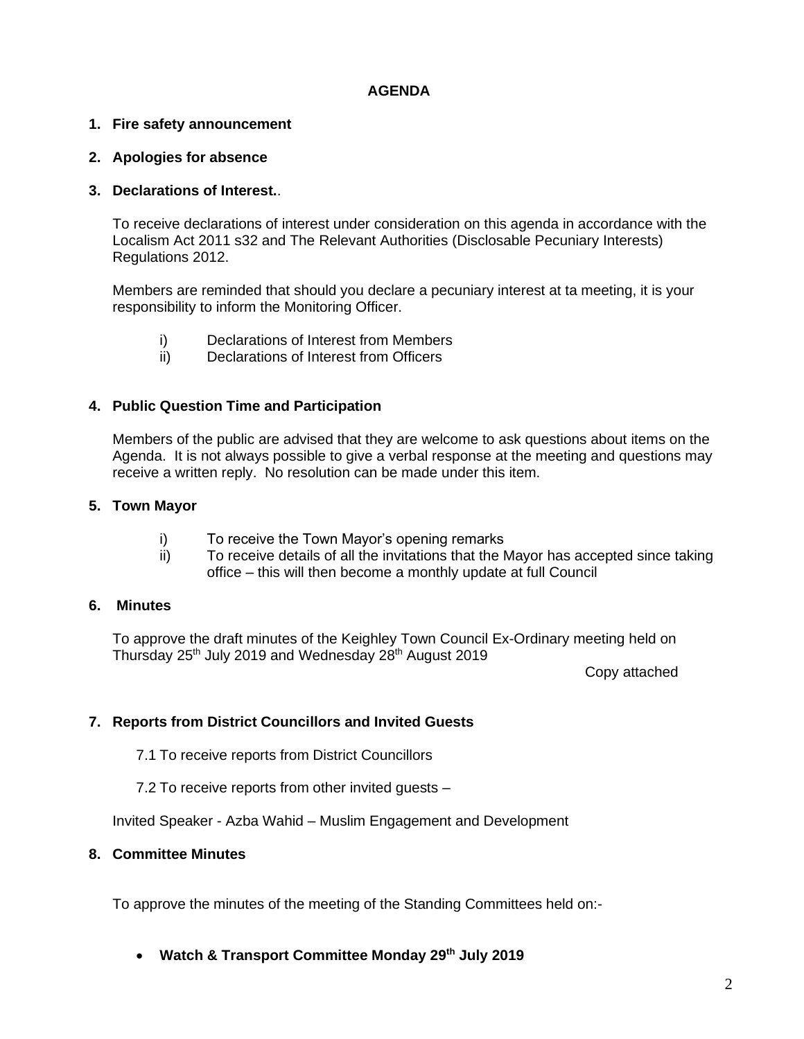**AGENDA**

**1. Fire safety announcement**

**2. Apologies for absence**

**3. Declarations of Interest.**.

To receive declarations of interest under consideration on this agenda in accordance with the Localism Act 2011 s32 and The Relevant Authorities (Disclosable Pecuniary Interests) Regulations 2012.

Members are reminded that should you declare a pecuniary interest at ta meeting, it is your responsibility to inform the Monitoring Officer.

i) Declarations of Interest from Members
ii) Declarations of Interest from Officers

**4. Public Question Time and Participation**

Members of the public are advised that they are welcome to ask questions about items on the Agenda. It is not always possible to give a verbal response at the meeting and questions may receive a written reply. No resolution can be made under this item.

**5. Town Mayor**

i) To receive the Town Mayor's opening remarks
ii) To receive details of all the invitations that the Mayor has accepted since taking office – this will then become a monthly update at full Council

**6. Minutes**

To approve the draft minutes of the Keighley Town Council Ex-Ordinary meeting held on Thursday 25th July 2019 and Wednesday 28th August 2019

Copy attached

**7. Reports from District Councillors and Invited Guests**

7.1 To receive reports from District Councillors

7.2 To receive reports from other invited guests –

Invited Speaker - Azba Wahid – Muslim Engagement and Development

**8. Committee Minutes**

To approve the minutes of the meeting of the Standing Committees held on:-

- **Watch & Transport Committee Monday 29th July 2019**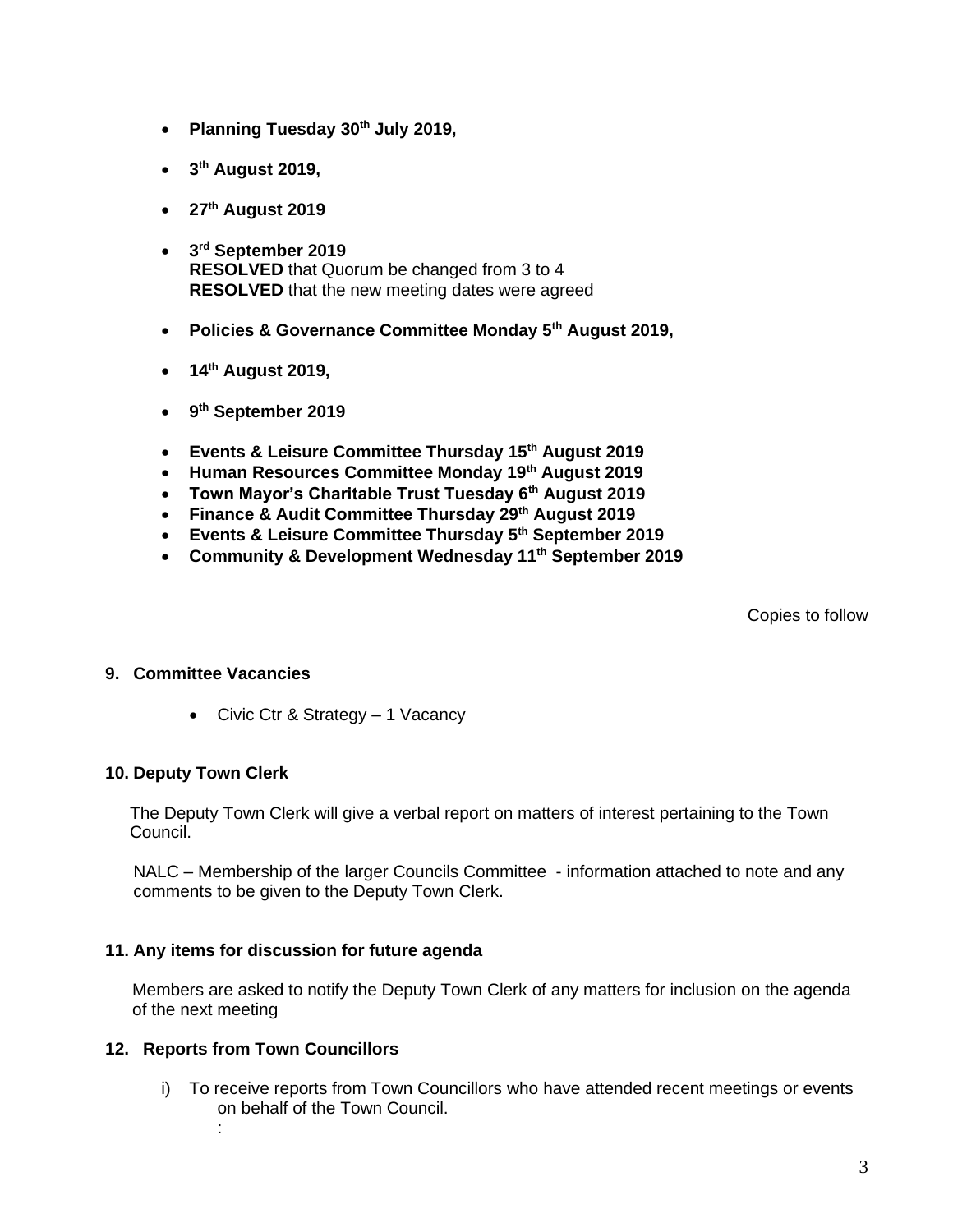- **Planning Tuesday 30th July 2019,**
- **3th August 2019,**
- **27th August 2019**
- **3rd September 2019**
  **RESOLVED** that Quorum be changed from 3 to 4
  **RESOLVED** that the new meeting dates were agreed
- **Policies & Governance Committee Monday 5th August 2019,**
- **14th August 2019,**
- **9th September 2019**
- **Events & Leisure Committee Thursday 15th August 2019**
- **Human Resources Committee Monday 19th August 2019**
- **Town Mayor's Charitable Trust Tuesday 6th August 2019**
- **Finance & Audit Committee Thursday 29th August 2019**
- **Events & Leisure Committee Thursday 5th September 2019**
- **Community & Development Wednesday 11th September 2019**

Copies to follow

**9. Committee Vacancies**

- Civic Ctr & Strategy – 1 Vacancy

**10. Deputy Town Clerk**

The Deputy Town Clerk will give a verbal report on matters of interest pertaining to the Town Council.

NALC – Membership of the larger Councils Committee - information attached to note and any comments to be given to the Deputy Town Clerk.

**11. Any items for discussion for future agenda**

Members are asked to notify the Deputy Town Clerk of any matters for inclusion on the agenda of the next meeting

**12. Reports from Town Councillors**

i) To receive reports from Town Councillors who have attended recent meetings or events on behalf of the Town Council.
: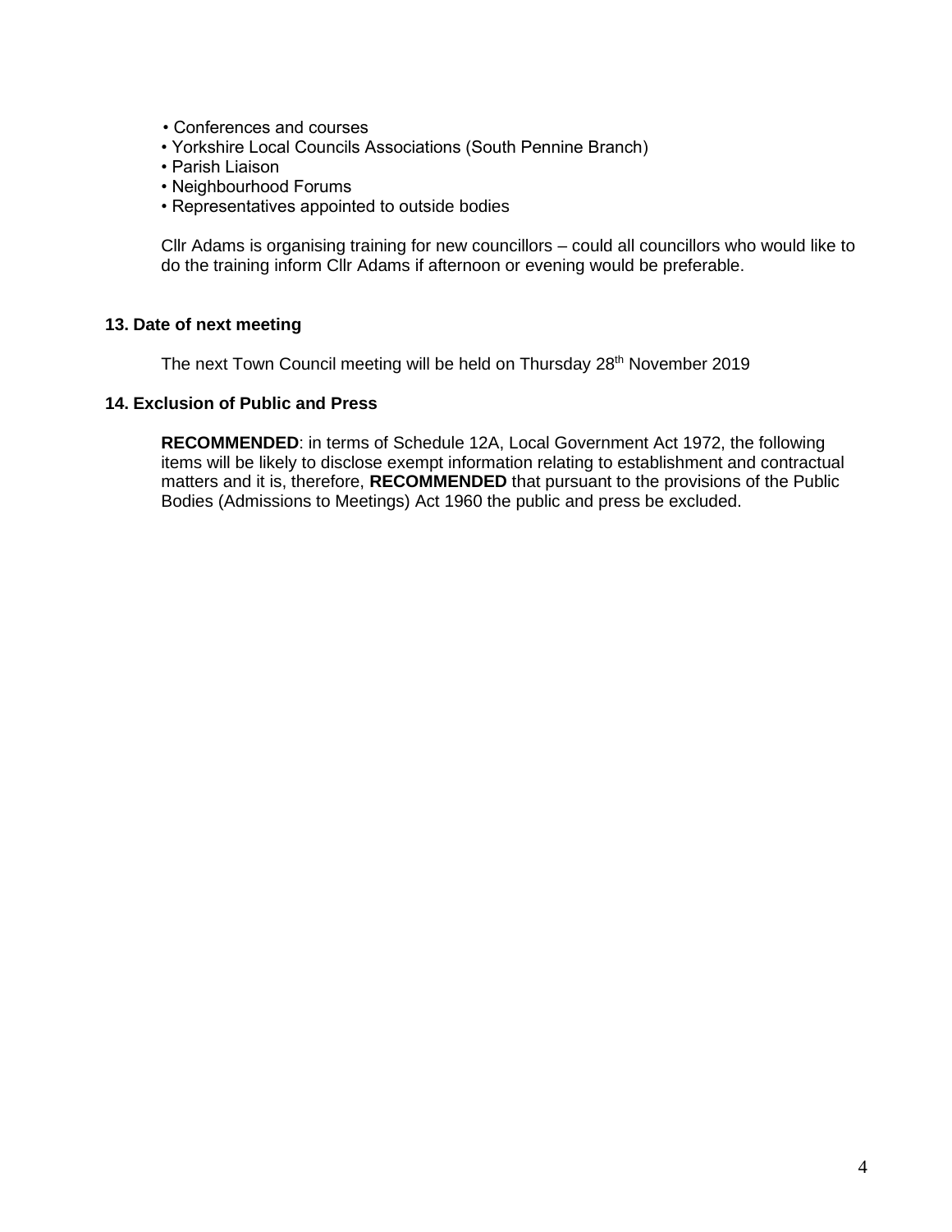- Conferences and courses
- Yorkshire Local Councils Associations (South Pennine Branch)
- Parish Liaison
- Neighbourhood Forums
- Representatives appointed to outside bodies

Cllr Adams is organising training for new councillors – could all councillors who would like to do the training inform Cllr Adams if afternoon or evening would be preferable.

**13. Date of next meeting**

The next Town Council meeting will be held on Thursday 28th November 2019

**14. Exclusion of Public and Press**

**RECOMMENDED**: in terms of Schedule 12A, Local Government Act 1972, the following items will be likely to disclose exempt information relating to establishment and contractual matters and it is, therefore, **RECOMMENDED** that pursuant to the provisions of the Public Bodies (Admissions to Meetings) Act 1960 the public and press be excluded.